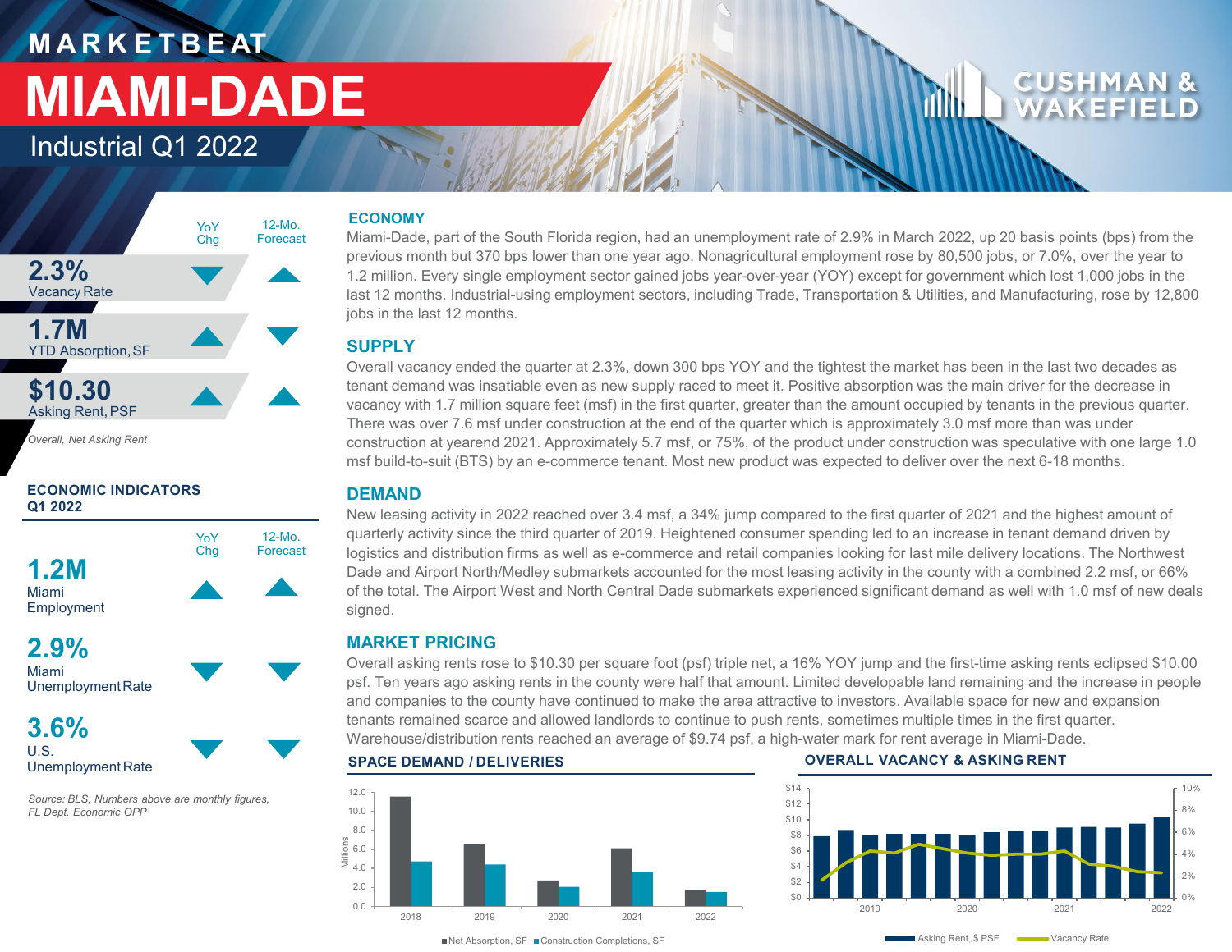# MARKETBEAT

# MIAMI-DADE

## Industrial Q1 2022

| | YoY Chg | 12-Mo. Forecast |
|---|---|---|
| **2.3%** Vacancy Rate | ▼ | ▲ |
| **1.7M** YTD Absorption, SF | ▲ | ▼ |
| **$10.30** Asking Rent, PSF | ▲ | ▲ |

*Overall, Net Asking Rent*

### ECONOMIC INDICATORS Q1 2022

| | YoY Chg | 12-Mo. Forecast |
|---|---|---|
| **1.2M** Miami Employment | ▲ | ▲ |
| **2.9%** Miami Unemployment Rate | ▼ | ▼ |
| **3.6%** U.S. Unemployment Rate | ▼ | ▼ |

*Source: BLS, Numbers above are monthly figures, FL Dept. Economic OPP*

### ECONOMY

Miami-Dade, part of the South Florida region, had an unemployment rate of 2.9% in March 2022, up 20 basis points (bps) from the previous month but 370 bps lower than one year ago. Nonagricultural employment rose by 80,500 jobs, or 7.0%, over the year to 1.2 million. Every single employment sector gained jobs year-over-year (YOY) except for government which lost 1,000 jobs in the last 12 months. Industrial-using employment sectors, including Trade, Transportation & Utilities, and Manufacturing, rose by 12,800 jobs in the last 12 months.

### SUPPLY

Overall vacancy ended the quarter at 2.3%, down 300 bps YOY and the tightest the market has been in the last two decades as tenant demand was insatiable even as new supply raced to meet it. Positive absorption was the main driver for the decrease in vacancy with 1.7 million square feet (msf) in the first quarter, greater than the amount occupied by tenants in the previous quarter. There was over 7.6 msf under construction at the end of the quarter which is approximately 3.0 msf more than was under construction at yearend 2021. Approximately 5.7 msf, or 75%, of the product under construction was speculative with one large 1.0 msf build-to-suit (BTS) by an e-commerce tenant. Most new product was expected to deliver over the next 6-18 months.

### DEMAND

New leasing activity in 2022 reached over 3.4 msf, a 34% jump compared to the first quarter of 2021 and the highest amount of quarterly activity since the third quarter of 2019. Heightened consumer spending led to an increase in tenant demand driven by logistics and distribution firms as well as e-commerce and retail companies looking for last mile delivery locations. The Northwest Dade and Airport North/Medley submarkets accounted for the most leasing activity in the county with a combined 2.2 msf, or 66% of the total. The Airport West and North Central Dade submarkets experienced significant demand as well with 1.0 msf of new deals signed.

### MARKET PRICING

Overall asking rents rose to $10.30 per square foot (psf) triple net, a 16% YOY jump and the first-time asking rents eclipsed $10.00 psf. Ten years ago asking rents in the county were half that amount. Limited developable land remaining and the increase in people and companies to the county have continued to make the area attractive to investors. Available space for new and expansion tenants remained scarce and allowed landlords to continue to push rents, sometimes multiple times in the first quarter. Warehouse/distribution rents reached an average of $9.74 psf, a high-water mark for rent average in Miami-Dade.

### SPACE DEMAND / DELIVERIES

■ Net Absorption, SF ■ Construction Completions, SF

### OVERALL VACANCY & ASKING RENT

■ Asking Rent, $ PSF ■ Vacancy Rate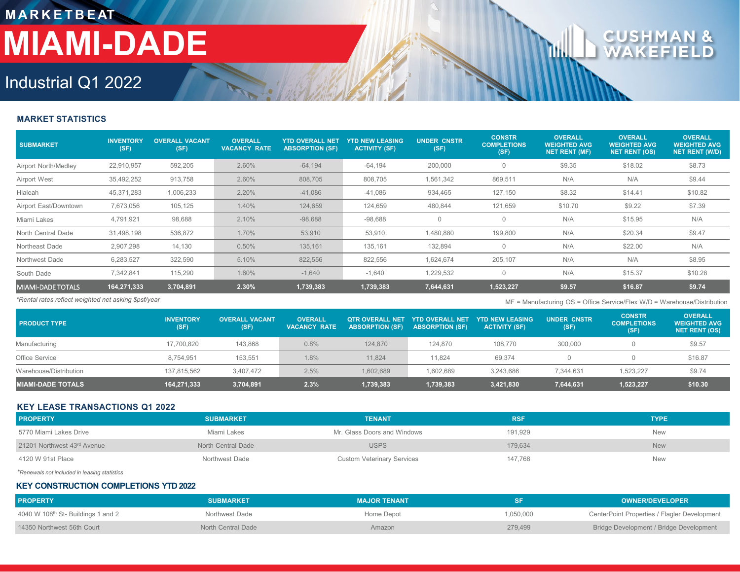# MARKETBEAT

# MIAMI-DADE

## Industrial Q1 2022

### MARKET STATISTICS

| SUBMARKET | INVENTORY (SF) | OVERALL VACANT (SF) | OVERALL VACANCY RATE | YTD OVERALL NET ABSORPTION (SF) | YTD NEW LEASING ACTIVITY (SF) | UNDER CNSTR (SF) | CONSTR COMPLETIONS (SF) | OVERALL WEIGHTED AVG NET RENT (MF) | OVERALL WEIGHTED AVG NET RENT (OS) | OVERALL WEIGHTED AVG NET RENT (W/D) |
|---|---|---|---|---|---|---|---|---|---|---|
| Airport North/Medley | 22,910,957 | 592,205 | 2.60% | -64,194 | -64,194 | 200,000 | 0 | $9.35 | $18.02 | $8.73 |
| Airport West | 35,492,252 | 913,758 | 2.60% | 808,705 | 808,705 | 1,561,342 | 869,511 | N/A | N/A | $9.44 |
| Hialeah | 45,371,283 | 1,006,233 | 2.20% | -41,086 | -41,086 | 934,465 | 127,150 | $8.32 | $14.41 | $10.82 |
| Airport East/Downtown | 7,673,056 | 105,125 | 1.40% | 124,659 | 124,659 | 480,844 | 121,659 | $10.70 | $9.22 | $7.39 |
| Miami Lakes | 4,791,921 | 98,688 | 2.10% | -98,688 | -98,688 | 0 | 0 | N/A | $15.95 | N/A |
| North Central Dade | 31,498,198 | 536,872 | 1.70% | 53,910 | 53,910 | 1,480,880 | 199,800 | N/A | $20.34 | $9.47 |
| Northeast Dade | 2,907,298 | 14,130 | 0.50% | 135,161 | 135,161 | 132,894 | 0 | N/A | $22.00 | N/A |
| Northwest Dade | 6,283,527 | 322,590 | 5.10% | 822,556 | 822,556 | 1,624,674 | 205,107 | N/A | N/A | $8.95 |
| South Dade | 7,342,841 | 115,290 | 1.60% | -1,640 | -1,640 | 1,229,532 | 0 | N/A | $15.37 | $10.28 |
| **MIAMI-DADE TOTALS** | **164,271,333** | **3,704,891** | **2.30%** | **1,739,383** | **1,739,383** | **7,644,631** | **1,523,227** | **$9.57** | **$16.87** | **$9.74** |

*Rental rates reflect weighted net asking $psf/year*

MF = Manufacturing OS = Office Service/Flex W/D = Warehouse/Distribution

| PRODUCT TYPE | INVENTORY (SF) | OVERALL VACANT (SF) | OVERALL VACANCY RATE | QTR OVERALL NET ABSORPTION (SF) | YTD OVERALL NET ABSORPTION (SF) | YTD NEW LEASING ACTIVITY (SF) | UNDER CNSTR (SF) | CONSTR COMPLETIONS (SF) | OVERALL WEIGHTED AVG NET RENT (OS) |
|---|---|---|---|---|---|---|---|---|---|
| Manufacturing | 17,700,820 | 143,868 | 0.8% | 124,870 | 124,870 | 108,770 | 300,000 | 0 | $9.57 |
| Office Service | 8,754,951 | 153,551 | 1.8% | 11,824 | 11,824 | 69,374 | 0 | 0 | $16.87 |
| Warehouse/Distribution | 137,815,562 | 3,407,472 | 2.5% | 1,602,689 | 1,602,689 | 3,243,686 | 7,344,631 | 1,523,227 | $9.74 |
| **MIAMI-DADE TOTALS** | **164,271,333** | **3,704,891** | **2.3%** | **1,739,383** | **1,739,383** | **3,421,830** | **7,644,631** | **1,523,227** | **$10.30** |

### KEY LEASE TRANSACTIONS Q1 2022

| PROPERTY | SUBMARKET | TENANT | RSF | TYPE |
|---|---|---|---|---|
| 5770 Miami Lakes Drive | Miami Lakes | Mr. Glass Doors and Windows | 191,929 | New |
| 21201 Northwest 43rd Avenue | North Central Dade | USPS | 179,634 | New |
| 4120 W 91st Place | Northwest Dade | Custom Veterinary Services | 147,768 | New |

*Renewals not included in leasing statistics*

### KEY CONSTRUCTION COMPLETIONS YTD 2022

| PROPERTY | SUBMARKET | MAJOR TENANT | SF | OWNER/DEVELOPER |
|---|---|---|---|---|
| 4040 W 108th St- Buildings 1 and 2 | Northwest Dade | Home Depot | 1,050,000 | CenterPoint Properties / Flagler Development |
| 14350 Northwest 56th Court | North Central Dade | Amazon | 279,499 | Bridge Development / Bridge Development |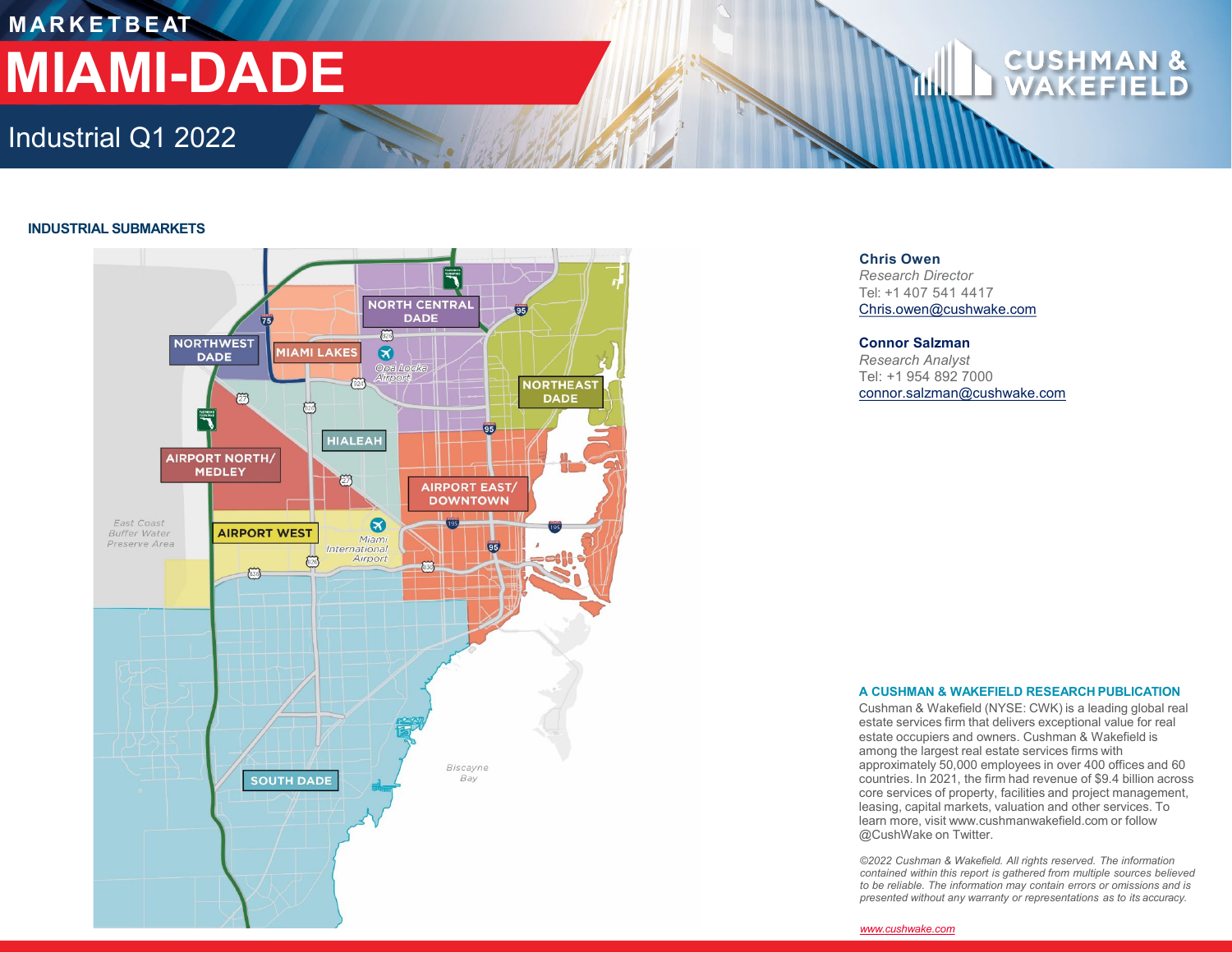# MARKETBEAT

# MIAMI-DADE

## Industrial Q1 2022

### INDUSTRIAL SUBMARKETS

NORTH CENTRAL DADE
NORTHWEST DADE
MIAMI LAKES
Opa Locka Airport
NORTHEAST DADE
HIALEAH
AIRPORT NORTH/ MEDLEY
AIRPORT EAST/ DOWNTOWN
East Coast Buffer Water Preserve Area
AIRPORT WEST
Miami International Airport
SOUTH DADE
Biscayne Bay

**Chris Owen**
*Research Director*
Tel: +1 407 541 4417
Chris.owen@cushwake.com

**Connor Salzman**
*Research Analyst*
Tel: +1 954 892 7000
connor.salzman@cushwake.com

**A CUSHMAN & WAKEFIELD RESEARCH PUBLICATION**

Cushman & Wakefield (NYSE: CWK) is a leading global real estate services firm that delivers exceptional value for real estate occupiers and owners. Cushman & Wakefield is among the largest real estate services firms with approximately 50,000 employees in over 400 offices and 60 countries. In 2021, the firm had revenue of $9.4 billion across core services of property, facilities and project management, leasing, capital markets, valuation and other services. To learn more, visit www.cushmanwakefield.com or follow @CushWake on Twitter.

*©2022 Cushman & Wakefield. All rights reserved. The information contained within this report is gathered from multiple sources believed to be reliable. The information may contain errors or omissions and is presented without any warranty or representations as to its accuracy.*

www.cushwake.com